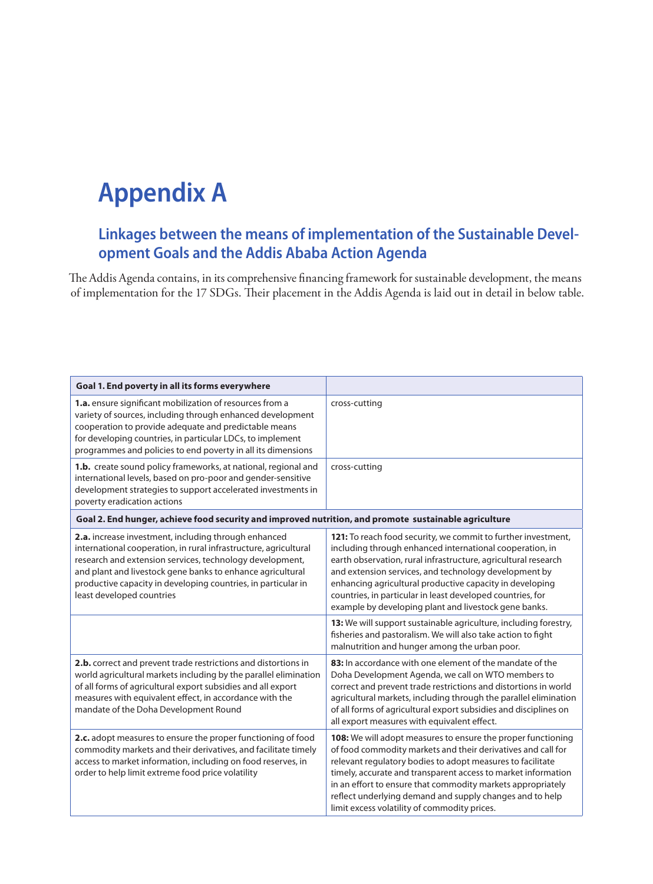# Appendix A

## Linkages between the means of implementation of the Sustainable Development Goals and the Addis Ababa Action Agenda

The Addis Agenda contains, in its comprehensive financing framework for sustainable development, the means of implementation for the 17 SDGs. Their placement in the Addis Agenda is laid out in detail in below table.

| **Goal 1. End poverty in all its forms everywhere** | |
|---|---|
| **1.a.** ensure significant mobilization of resources from a variety of sources, including through enhanced development cooperation to provide adequate and predictable means for developing countries, in particular LDCs, to implement programmes and policies to end poverty in all its dimensions | cross-cutting |
| **1.b.** create sound policy frameworks, at national, regional and international levels, based on pro-poor and gender-sensitive development strategies to support accelerated investments in poverty eradication actions | cross-cutting |
| **Goal 2. End hunger, achieve food security and improved nutrition, and promote sustainable agriculture** | |
| **2.a.** increase investment, including through enhanced international cooperation, in rural infrastructure, agricultural research and extension services, technology development, and plant and livestock gene banks to enhance agricultural productive capacity in developing countries, in particular in least developed countries | **121:** To reach food security, we commit to further investment, including through enhanced international cooperation, in earth observation, rural infrastructure, agricultural research and extension services, and technology development by enhancing agricultural productive capacity in developing countries, in particular in least developed countries, for example by developing plant and livestock gene banks. |
| | **13:** We will support sustainable agriculture, including forestry, fisheries and pastoralism. We will also take action to fight malnutrition and hunger among the urban poor. |
| **2.b.** correct and prevent trade restrictions and distortions in world agricultural markets including by the parallel elimination of all forms of agricultural export subsidies and all export measures with equivalent effect, in accordance with the mandate of the Doha Development Round | **83:** In accordance with one element of the mandate of the Doha Development Agenda, we call on WTO members to correct and prevent trade restrictions and distortions in world agricultural markets, including through the parallel elimination of all forms of agricultural export subsidies and disciplines on all export measures with equivalent effect. |
| **2.c.** adopt measures to ensure the proper functioning of food commodity markets and their derivatives, and facilitate timely access to market information, including on food reserves, in order to help limit extreme food price volatility | **108:** We will adopt measures to ensure the proper functioning of food commodity markets and their derivatives and call for relevant regulatory bodies to adopt measures to facilitate timely, accurate and transparent access to market information in an effort to ensure that commodity markets appropriately reflect underlying demand and supply changes and to help limit excess volatility of commodity prices. |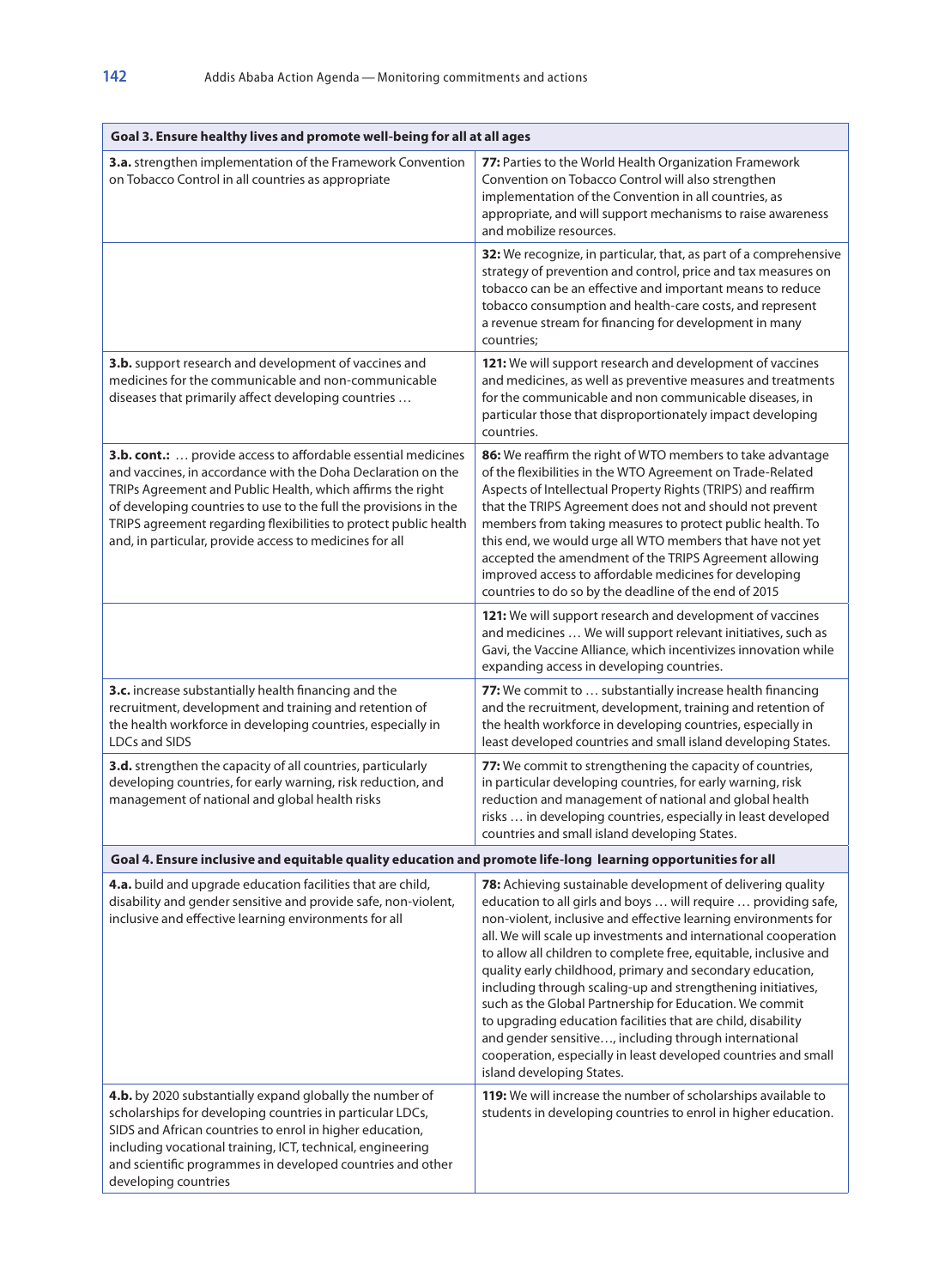| Goal 3. Ensure healthy lives and promote well-being for all at all ages | |
|---|---|
| **3.a.** strengthen implementation of the Framework Convention on Tobacco Control in all countries as appropriate | **77:** Parties to the World Health Organization Framework Convention on Tobacco Control will also strengthen implementation of the Convention in all countries, as appropriate, and will support mechanisms to raise awareness and mobilize resources. |
| | **32:** We recognize, in particular, that, as part of a comprehensive strategy of prevention and control, price and tax measures on tobacco can be an effective and important means to reduce tobacco consumption and health-care costs, and represent a revenue stream for financing for development in many countries; |
| **3.b.** support research and development of vaccines and medicines for the communicable and non-communicable diseases that primarily affect developing countries … | **121:** We will support research and development of vaccines and medicines, as well as preventive measures and treatments for the communicable and non communicable diseases, in particular those that disproportionately impact developing countries. |
| **3.b. cont.:** … provide access to affordable essential medicines and vaccines, in accordance with the Doha Declaration on the TRIPs Agreement and Public Health, which affirms the right of developing countries to use to the full the provisions in the TRIPS agreement regarding flexibilities to protect public health and, in particular, provide access to medicines for all | **86:** We reaffirm the right of WTO members to take advantage of the flexibilities in the WTO Agreement on Trade-Related Aspects of Intellectual Property Rights (TRIPS) and reaffirm that the TRIPS Agreement does not and should not prevent members from taking measures to protect public health. To this end, we would urge all WTO members that have not yet accepted the amendment of the TRIPS Agreement allowing improved access to affordable medicines for developing countries to do so by the deadline of the end of 2015 |
| | **121:** We will support research and development of vaccines and medicines … We will support relevant initiatives, such as Gavi, the Vaccine Alliance, which incentivizes innovation while expanding access in developing countries. |
| **3.c.** increase substantially health financing and the recruitment, development and training and retention of the health workforce in developing countries, especially in LDCs and SIDS | **77:** We commit to … substantially increase health financing and the recruitment, development, training and retention of the health workforce in developing countries, especially in least developed countries and small island developing States. |
| **3.d.** strengthen the capacity of all countries, particularly developing countries, for early warning, risk reduction, and management of national and global health risks | **77:** We commit to strengthening the capacity of countries, in particular developing countries, for early warning, risk reduction and management of national and global health risks … in developing countries, especially in least developed countries and small island developing States. |
| **Goal 4. Ensure inclusive and equitable quality education and promote life-long learning opportunities for all** | |
| **4.a.** build and upgrade education facilities that are child, disability and gender sensitive and provide safe, non-violent, inclusive and effective learning environments for all | **78:** Achieving sustainable development of delivering quality education to all girls and boys … will require … providing safe, non-violent, inclusive and effective learning environments for all. We will scale up investments and international cooperation to allow all children to complete free, equitable, inclusive and quality early childhood, primary and secondary education, including through scaling-up and strengthening initiatives, such as the Global Partnership for Education. We commit to upgrading education facilities that are child, disability and gender sensitive…, including through international cooperation, especially in least developed countries and small island developing States. |
| **4.b.** by 2020 substantially expand globally the number of scholarships for developing countries in particular LDCs, SIDS and African countries to enrol in higher education, including vocational training, ICT, technical, engineering and scientific programmes in developed countries and other developing countries | **119:** We will increase the number of scholarships available to students in developing countries to enrol in higher education. |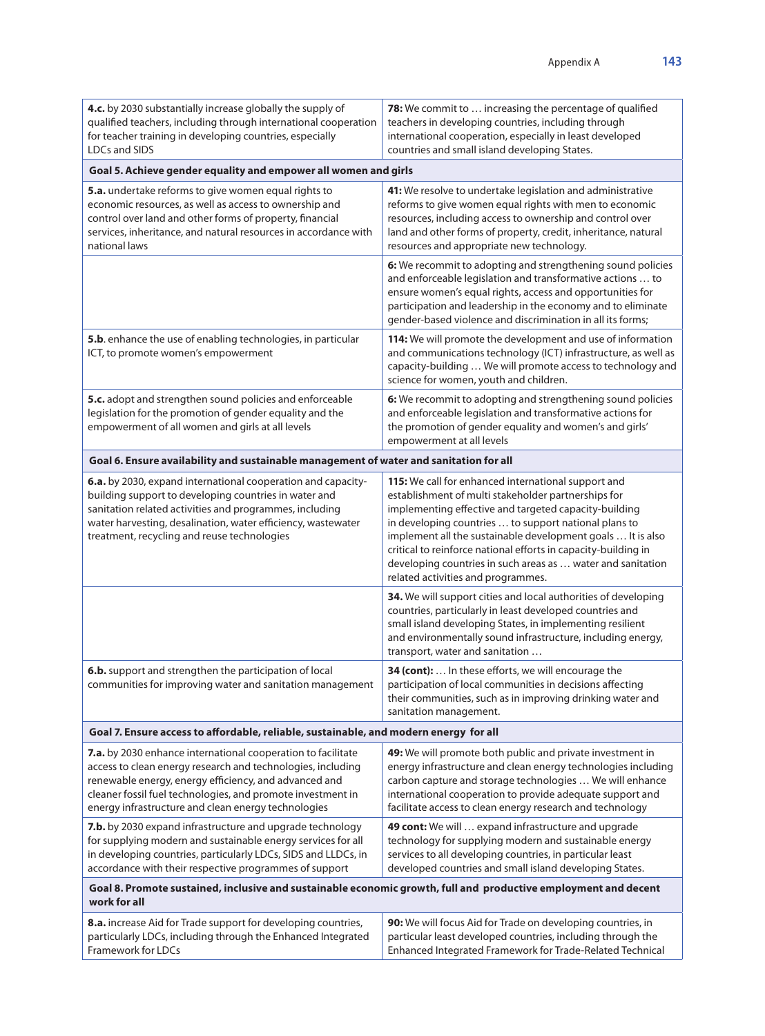| | |
|---|---|
| **4.c.** by 2030 substantially increase globally the supply of qualified teachers, including through international cooperation for teacher training in developing countries, especially LDCs and SIDS | **78:** We commit to … increasing the percentage of qualified teachers in developing countries, including through international cooperation, especially in least developed countries and small island developing States. |
| **Goal 5. Achieve gender equality and empower all women and girls** | |
| **5.a.** undertake reforms to give women equal rights to economic resources, as well as access to ownership and control over land and other forms of property, financial services, inheritance, and natural resources in accordance with national laws | **41:** We resolve to undertake legislation and administrative reforms to give women equal rights with men to economic resources, including access to ownership and control over land and other forms of property, credit, inheritance, natural resources and appropriate new technology. |
| | **6:** We recommit to adopting and strengthening sound policies and enforceable legislation and transformative actions … to ensure women's equal rights, access and opportunities for participation and leadership in the economy and to eliminate gender-based violence and discrimination in all its forms; |
| **5.b**. enhance the use of enabling technologies, in particular ICT, to promote women's empowerment | **114:** We will promote the development and use of information and communications technology (ICT) infrastructure, as well as capacity-building … We will promote access to technology and science for women, youth and children. |
| **5.c.** adopt and strengthen sound policies and enforceable legislation for the promotion of gender equality and the empowerment of all women and girls at all levels | **6:** We recommit to adopting and strengthening sound policies and enforceable legislation and transformative actions for the promotion of gender equality and women's and girls' empowerment at all levels |
| **Goal 6. Ensure availability and sustainable management of water and sanitation for all** | |
| **6.a.** by 2030, expand international cooperation and capacity-building support to developing countries in water and sanitation related activities and programmes, including water harvesting, desalination, water efficiency, wastewater treatment, recycling and reuse technologies | **115:** We call for enhanced international support and establishment of multi stakeholder partnerships for implementing effective and targeted capacity-building in developing countries … to support national plans to implement all the sustainable development goals … It is also critical to reinforce national efforts in capacity-building in developing countries in such areas as … water and sanitation related activities and programmes. |
| | **34.** We will support cities and local authorities of developing countries, particularly in least developed countries and small island developing States, in implementing resilient and environmentally sound infrastructure, including energy, transport, water and sanitation … |
| **6.b.** support and strengthen the participation of local communities for improving water and sanitation management | **34 (cont):** … In these efforts, we will encourage the participation of local communities in decisions affecting their communities, such as in improving drinking water and sanitation management. |
| **Goal 7. Ensure access to affordable, reliable, sustainable, and modern energy for all** | |
| **7.a.** by 2030 enhance international cooperation to facilitate access to clean energy research and technologies, including renewable energy, energy efficiency, and advanced and cleaner fossil fuel technologies, and promote investment in energy infrastructure and clean energy technologies | **49:** We will promote both public and private investment in energy infrastructure and clean energy technologies including carbon capture and storage technologies … We will enhance international cooperation to provide adequate support and facilitate access to clean energy research and technology |
| **7.b.** by 2030 expand infrastructure and upgrade technology for supplying modern and sustainable energy services for all in developing countries, particularly LDCs, SIDS and LLDCs, in accordance with their respective programmes of support | **49 cont:** We will … expand infrastructure and upgrade technology for supplying modern and sustainable energy services to all developing countries, in particular least developed countries and small island developing States. |
| **Goal 8. Promote sustained, inclusive and sustainable economic growth, full and productive employment and decent work for all** | |
| **8.a.** increase Aid for Trade support for developing countries, particularly LDCs, including through the Enhanced Integrated Framework for LDCs | **90:** We will focus Aid for Trade on developing countries, in particular least developed countries, including through the Enhanced Integrated Framework for Trade-Related Technical |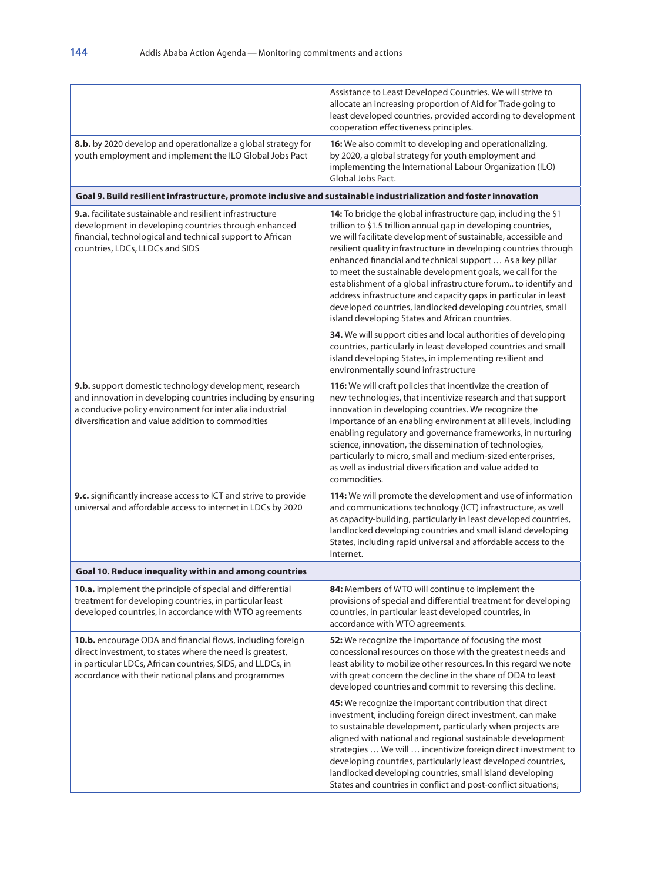| | |
|---|---|
| | Assistance to Least Developed Countries. We will strive to allocate an increasing proportion of Aid for Trade going to least developed countries, provided according to development cooperation effectiveness principles. |
| **8.b.** by 2020 develop and operationalize a global strategy for youth employment and implement the ILO Global Jobs Pact | **16:** We also commit to developing and operationalizing, by 2020, a global strategy for youth employment and implementing the International Labour Organization (ILO) Global Jobs Pact. |
| **Goal 9. Build resilient infrastructure, promote inclusive and sustainable industrialization and foster innovation** | |
| **9.a.** facilitate sustainable and resilient infrastructure development in developing countries through enhanced financial, technological and technical support to African countries, LDCs, LLDCs and SIDS | **14:** To bridge the global infrastructure gap, including the $1 trillion to $1.5 trillion annual gap in developing countries, we will facilitate development of sustainable, accessible and resilient quality infrastructure in developing countries through enhanced financial and technical support … As a key pillar to meet the sustainable development goals, we call for the establishment of a global infrastructure forum.. to identify and address infrastructure and capacity gaps in particular in least developed countries, landlocked developing countries, small island developing States and African countries. |
| | **34.** We will support cities and local authorities of developing countries, particularly in least developed countries and small island developing States, in implementing resilient and environmentally sound infrastructure |
| **9.b.** support domestic technology development, research and innovation in developing countries including by ensuring a conducive policy environment for inter alia industrial diversification and value addition to commodities | **116:** We will craft policies that incentivize the creation of new technologies, that incentivize research and that support innovation in developing countries. We recognize the importance of an enabling environment at all levels, including enabling regulatory and governance frameworks, in nurturing science, innovation, the dissemination of technologies, particularly to micro, small and medium-sized enterprises, as well as industrial diversification and value added to commodities. |
| **9.c.** significantly increase access to ICT and strive to provide universal and affordable access to internet in LDCs by 2020 | **114:** We will promote the development and use of information and communications technology (ICT) infrastructure, as well as capacity-building, particularly in least developed countries, landlocked developing countries and small island developing States, including rapid universal and affordable access to the Internet. |
| **Goal 10. Reduce inequality within and among countries** | |
| **10.a.** implement the principle of special and differential treatment for developing countries, in particular least developed countries, in accordance with WTO agreements | **84:** Members of WTO will continue to implement the provisions of special and differential treatment for developing countries, in particular least developed countries, in accordance with WTO agreements. |
| **10.b.** encourage ODA and financial flows, including foreign direct investment, to states where the need is greatest, in particular LDCs, African countries, SIDS, and LLDCs, in accordance with their national plans and programmes | **52:** We recognize the importance of focusing the most concessional resources on those with the greatest needs and least ability to mobilize other resources. In this regard we note with great concern the decline in the share of ODA to least developed countries and commit to reversing this decline. |
| | **45:** We recognize the important contribution that direct investment, including foreign direct investment, can make to sustainable development, particularly when projects are aligned with national and regional sustainable development strategies … We will … incentivize foreign direct investment to developing countries, particularly least developed countries, landlocked developing countries, small island developing States and countries in conflict and post-conflict situations; |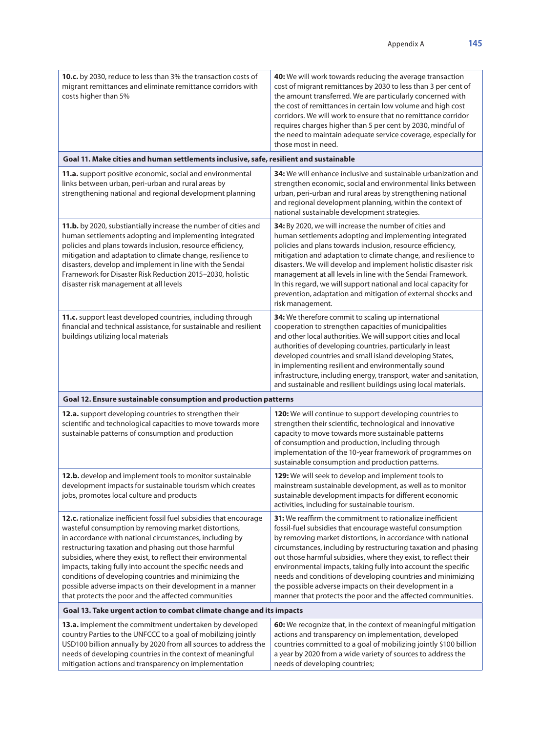| | |
|---|---|
| **10.c.** by 2030, reduce to less than 3% the transaction costs of migrant remittances and eliminate remittance corridors with costs higher than 5% | **40:** We will work towards reducing the average transaction cost of migrant remittances by 2030 to less than 3 per cent of the amount transferred. We are particularly concerned with the cost of remittances in certain low volume and high cost corridors. We will work to ensure that no remittance corridor requires charges higher than 5 per cent by 2030, mindful of the need to maintain adequate service coverage, especially for those most in need. |
| **Goal 11. Make cities and human settlements inclusive, safe, resilient and sustainable** | |
| **11.a.** support positive economic, social and environmental links between urban, peri-urban and rural areas by strengthening national and regional development planning | **34:** We will enhance inclusive and sustainable urbanization and strengthen economic, social and environmental links between urban, peri-urban and rural areas by strengthening national and regional development planning, within the context of national sustainable development strategies. |
| **11.b.** by 2020, substantially increase the number of cities and human settlements adopting and implementing integrated policies and plans towards inclusion, resource efficiency, mitigation and adaptation to climate change, resilience to disasters, develop and implement in line with the Sendai Framework for Disaster Risk Reduction 2015–2030, holistic disaster risk management at all levels | **34:** By 2020, we will increase the number of cities and human settlements adopting and implementing integrated policies and plans towards inclusion, resource efficiency, mitigation and adaptation to climate change, and resilience to disasters. We will develop and implement holistic disaster risk management at all levels in line with the Sendai Framework. In this regard, we will support national and local capacity for prevention, adaptation and mitigation of external shocks and risk management. |
| **11.c.** support least developed countries, including through financial and technical assistance, for sustainable and resilient buildings utilizing local materials | **34:** We therefore commit to scaling up international cooperation to strengthen capacities of municipalities and other local authorities. We will support cities and local authorities of developing countries, particularly in least developed countries and small island developing States, in implementing resilient and environmentally sound infrastructure, including energy, transport, water and sanitation, and sustainable and resilient buildings using local materials. |
| **Goal 12. Ensure sustainable consumption and production patterns** | |
| **12.a.** support developing countries to strengthen their scientific and technological capacities to move towards more sustainable patterns of consumption and production | **120:** We will continue to support developing countries to strengthen their scientific, technological and innovative capacity to move towards more sustainable patterns of consumption and production, including through implementation of the 10-year framework of programmes on sustainable consumption and production patterns. |
| **12.b.** develop and implement tools to monitor sustainable development impacts for sustainable tourism which creates jobs, promotes local culture and products | **129:** We will seek to develop and implement tools to mainstream sustainable development, as well as to monitor sustainable development impacts for different economic activities, including for sustainable tourism. |
| **12.c.** rationalize inefficient fossil fuel subsidies that encourage wasteful consumption by removing market distortions, in accordance with national circumstances, including by restructuring taxation and phasing out those harmful subsidies, where they exist, to reflect their environmental impacts, taking fully into account the specific needs and conditions of developing countries and minimizing the possible adverse impacts on their development in a manner that protects the poor and the affected communities | **31:** We reaffirm the commitment to rationalize inefficient fossil-fuel subsidies that encourage wasteful consumption by removing market distortions, in accordance with national circumstances, including by restructuring taxation and phasing out those harmful subsidies, where they exist, to reflect their environmental impacts, taking fully into account the specific needs and conditions of developing countries and minimizing the possible adverse impacts on their development in a manner that protects the poor and the affected communities. |
| **Goal 13. Take urgent action to combat climate change and its impacts** | |
| **13.a.** implement the commitment undertaken by developed country Parties to the UNFCCC to a goal of mobilizing jointly USD100 billion annually by 2020 from all sources to address the needs of developing countries in the context of meaningful mitigation actions and transparency on implementation | **60:** We recognize that, in the context of meaningful mitigation actions and transparency on implementation, developed countries committed to a goal of mobilizing jointly $100 billion a year by 2020 from a wide variety of sources to address the needs of developing countries; |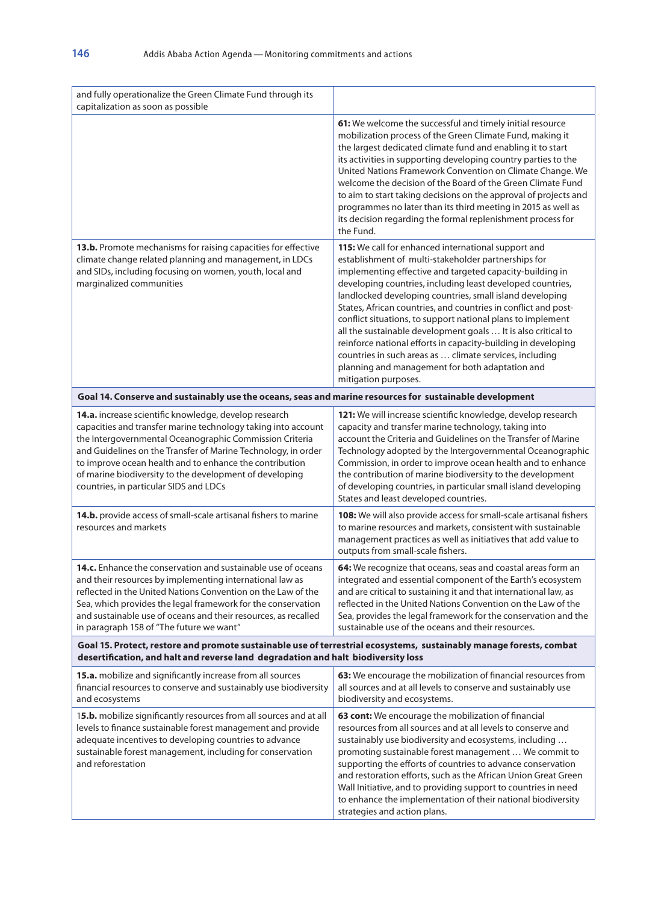| | |
|---|---|
| and fully operationalize the Green Climate Fund through its capitalization as soon as possible | |
| | **61:** We welcome the successful and timely initial resource mobilization process of the Green Climate Fund, making it the largest dedicated climate fund and enabling it to start its activities in supporting developing country parties to the United Nations Framework Convention on Climate Change. We welcome the decision of the Board of the Green Climate Fund to aim to start taking decisions on the approval of projects and programmes no later than its third meeting in 2015 as well as its decision regarding the formal replenishment process for the Fund. |
| **13.b.** Promote mechanisms for raising capacities for effective climate change related planning and management, in LDCs and SIDs, including focusing on women, youth, local and marginalized communities | **115:** We call for enhanced international support and establishment of multi-stakeholder partnerships for implementing effective and targeted capacity-building in developing countries, including least developed countries, landlocked developing countries, small island developing States, African countries, and countries in conflict and post-conflict situations, to support national plans to implement all the sustainable development goals … It is also critical to reinforce national efforts in capacity-building in developing countries in such areas as … climate services, including planning and management for both adaptation and mitigation purposes. |
| **Goal 14. Conserve and sustainably use the oceans, seas and marine resources for sustainable development** | |
| **14.a.** increase scientific knowledge, develop research capacities and transfer marine technology taking into account the Intergovernmental Oceanographic Commission Criteria and Guidelines on the Transfer of Marine Technology, in order to improve ocean health and to enhance the contribution of marine biodiversity to the development of developing countries, in particular SIDS and LDCs | **121:** We will increase scientific knowledge, develop research capacity and transfer marine technology, taking into account the Criteria and Guidelines on the Transfer of Marine Technology adopted by the Intergovernmental Oceanographic Commission, in order to improve ocean health and to enhance the contribution of marine biodiversity to the development of developing countries, in particular small island developing States and least developed countries. |
| **14.b.** provide access of small-scale artisanal fishers to marine resources and markets | **108:** We will also provide access for small-scale artisanal fishers to marine resources and markets, consistent with sustainable management practices as well as initiatives that add value to outputs from small-scale fishers. |
| **14.c.** Enhance the conservation and sustainable use of oceans and their resources by implementing international law as reflected in the United Nations Convention on the Law of the Sea, which provides the legal framework for the conservation and sustainable use of oceans and their resources, as recalled in paragraph 158 of "The future we want" | **64:** We recognize that oceans, seas and coastal areas form an integrated and essential component of the Earth's ecosystem and are critical to sustaining it and that international law, as reflected in the United Nations Convention on the Law of the Sea, provides the legal framework for the conservation and the sustainable use of the oceans and their resources. |
| **Goal 15. Protect, restore and promote sustainable use of terrestrial ecosystems, sustainably manage forests, combat desertification, and halt and reverse land degradation and halt biodiversity loss** | |
| **15.a.** mobilize and significantly increase from all sources financial resources to conserve and sustainably use biodiversity and ecosystems | **63:** We encourage the mobilization of financial resources from all sources and at all levels to conserve and sustainably use biodiversity and ecosystems. |
| **15.b.** mobilize significantly resources from all sources and at all levels to finance sustainable forest management and provide adequate incentives to developing countries to advance sustainable forest management, including for conservation and reforestation | **63 cont:** We encourage the mobilization of financial resources from all sources and at all levels to conserve and sustainably use biodiversity and ecosystems, including … promoting sustainable forest management … We commit to supporting the efforts of countries to advance conservation and restoration efforts, such as the African Union Great Green Wall Initiative, and to providing support to countries in need to enhance the implementation of their national biodiversity strategies and action plans. |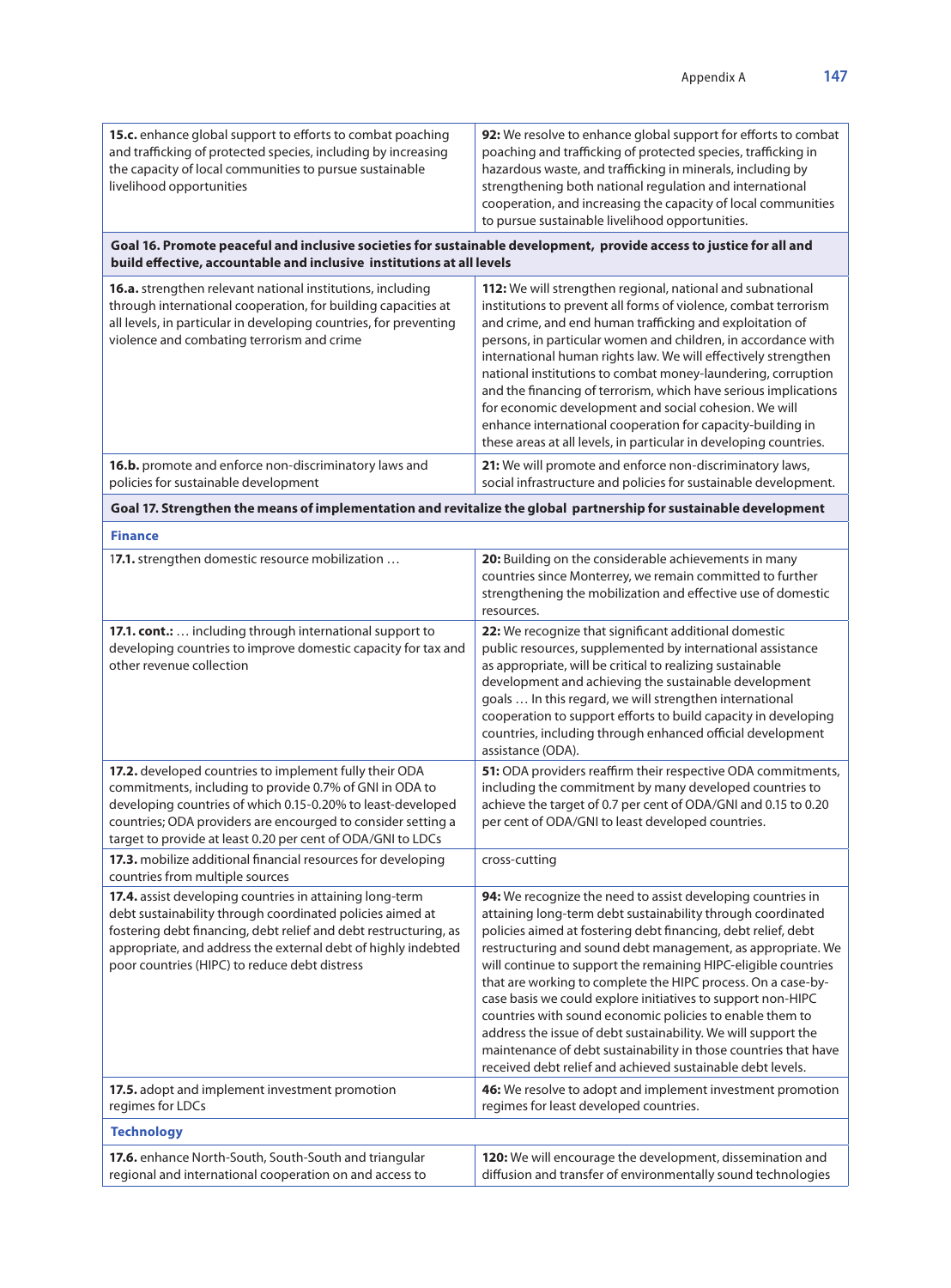| | |
|---|---|
| **15.c.** enhance global support to efforts to combat poaching and trafficking of protected species, including by increasing the capacity of local communities to pursue sustainable livelihood opportunities | **92:** We resolve to enhance global support for efforts to combat poaching and trafficking of protected species, trafficking in hazardous waste, and trafficking in minerals, including by strengthening both national regulation and international cooperation, and increasing the capacity of local communities to pursue sustainable livelihood opportunities. |
| **Goal 16. Promote peaceful and inclusive societies for sustainable development, provide access to justice for all and build effective, accountable and inclusive institutions at all levels** | |
| **16.a.** strengthen relevant national institutions, including through international cooperation, for building capacities at all levels, in particular in developing countries, for preventing violence and combating terrorism and crime | **112:** We will strengthen regional, national and subnational institutions to prevent all forms of violence, combat terrorism and crime, and end human trafficking and exploitation of persons, in particular women and children, in accordance with international human rights law. We will effectively strengthen national institutions to combat money-laundering, corruption and the financing of terrorism, which have serious implications for economic development and social cohesion. We will enhance international cooperation for capacity-building in these areas at all levels, in particular in developing countries. |
| **16.b.** promote and enforce non-discriminatory laws and policies for sustainable development | **21:** We will promote and enforce non-discriminatory laws, social infrastructure and policies for sustainable development. |
| **Goal 17. Strengthen the means of implementation and revitalize the global partnership for sustainable development** | |
| **Finance** | |
| 1**7.1.** strengthen domestic resource mobilization … | **20:** Building on the considerable achievements in many countries since Monterrey, we remain committed to further strengthening the mobilization and effective use of domestic resources. |
| **17.1. cont.:** … including through international support to developing countries to improve domestic capacity for tax and other revenue collection | **22:** We recognize that significant additional domestic public resources, supplemented by international assistance as appropriate, will be critical to realizing sustainable development and achieving the sustainable development goals … In this regard, we will strengthen international cooperation to support efforts to build capacity in developing countries, including through enhanced official development assistance (ODA). |
| **17.2.** developed countries to implement fully their ODA commitments, including to provide 0.7% of GNI in ODA to developing countries of which 0.15-0.20% to least-developed countries; ODA providers are encouraged to consider setting a target to provide at least 0.20 per cent of ODA/GNI to LDCs | **51:** ODA providers reaffirm their respective ODA commitments, including the commitment by many developed countries to achieve the target of 0.7 per cent of ODA/GNI and 0.15 to 0.20 per cent of ODA/GNI to least developed countries. |
| **17.3.** mobilize additional financial resources for developing countries from multiple sources | cross-cutting |
| **17.4.** assist developing countries in attaining long-term debt sustainability through coordinated policies aimed at fostering debt financing, debt relief and debt restructuring, as appropriate, and address the external debt of highly indebted poor countries (HIPC) to reduce debt distress | **94:** We recognize the need to assist developing countries in attaining long-term debt sustainability through coordinated policies aimed at fostering debt financing, debt relief, debt restructuring and sound debt management, as appropriate. We will continue to support the remaining HIPC-eligible countries that are working to complete the HIPC process. On a case-by-case basis we could explore initiatives to support non-HIPC countries with sound economic policies to enable them to address the issue of debt sustainability. We will support the maintenance of debt sustainability in those countries that have received debt relief and achieved sustainable debt levels. |
| **17.5.** adopt and implement investment promotion regimes for LDCs | **46:** We resolve to adopt and implement investment promotion regimes for least developed countries. |
| **Technology** | |
| **17.6.** enhance North-South, South-South and triangular regional and international cooperation on and access to | **120:** We will encourage the development, dissemination and diffusion and transfer of environmentally sound technologies |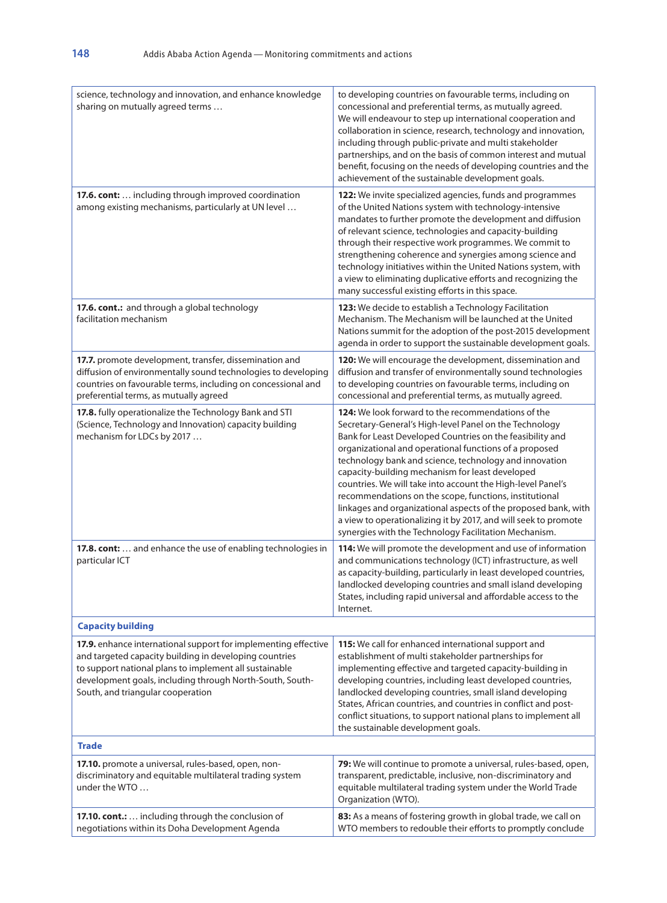| | |
|---|---|
| science, technology and innovation, and enhance knowledge sharing on mutually agreed terms … | to developing countries on favourable terms, including on concessional and preferential terms, as mutually agreed. We will endeavour to step up international cooperation and collaboration in science, research, technology and innovation, including through public-private and multi stakeholder partnerships, and on the basis of common interest and mutual benefit, focusing on the needs of developing countries and the achievement of the sustainable development goals. |
| **17.6. cont:** … including through improved coordination among existing mechanisms, particularly at UN level … | **122:** We invite specialized agencies, funds and programmes of the United Nations system with technology-intensive mandates to further promote the development and diffusion of relevant science, technologies and capacity-building through their respective work programmes. We commit to strengthening coherence and synergies among science and technology initiatives within the United Nations system, with a view to eliminating duplicative efforts and recognizing the many successful existing efforts in this space. |
| **17.6. cont.:** and through a global technology facilitation mechanism | **123:** We decide to establish a Technology Facilitation Mechanism. The Mechanism will be launched at the United Nations summit for the adoption of the post-2015 development agenda in order to support the sustainable development goals. |
| **17.7.** promote development, transfer, dissemination and diffusion of environmentally sound technologies to developing countries on favourable terms, including on concessional and preferential terms, as mutually agreed | **120:** We will encourage the development, dissemination and diffusion and transfer of environmentally sound technologies to developing countries on favourable terms, including on concessional and preferential terms, as mutually agreed. |
| **17.8.** fully operationalize the Technology Bank and STI (Science, Technology and Innovation) capacity building mechanism for LDCs by 2017 … | **124:** We look forward to the recommendations of the Secretary-General's High-level Panel on the Technology Bank for Least Developed Countries on the feasibility and organizational and operational functions of a proposed technology bank and science, technology and innovation capacity-building mechanism for least developed countries. We will take into account the High-level Panel's recommendations on the scope, functions, institutional linkages and organizational aspects of the proposed bank, with a view to operationalizing it by 2017, and will seek to promote synergies with the Technology Facilitation Mechanism. |
| **17.8. cont:** … and enhance the use of enabling technologies in particular ICT | **114:** We will promote the development and use of information and communications technology (ICT) infrastructure, as well as capacity-building, particularly in least developed countries, landlocked developing countries and small island developing States, including rapid universal and affordable access to the Internet. |
| **Capacity building** | |
| **17.9.** enhance international support for implementing effective and targeted capacity building in developing countries to support national plans to implement all sustainable development goals, including through North-South, South-South, and triangular cooperation | **115:** We call for enhanced international support and establishment of multi stakeholder partnerships for implementing effective and targeted capacity-building in developing countries, including least developed countries, landlocked developing countries, small island developing States, African countries, and countries in conflict and post-conflict situations, to support national plans to implement all the sustainable development goals. |
| **Trade** | |
| **17.10.** promote a universal, rules-based, open, non-discriminatory and equitable multilateral trading system under the WTO … | **79:** We will continue to promote a universal, rules-based, open, transparent, predictable, inclusive, non-discriminatory and equitable multilateral trading system under the World Trade Organization (WTO). |
| **17.10. cont.:** … including through the conclusion of negotiations within its Doha Development Agenda | **83:** As a means of fostering growth in global trade, we call on WTO members to redouble their efforts to promptly conclude |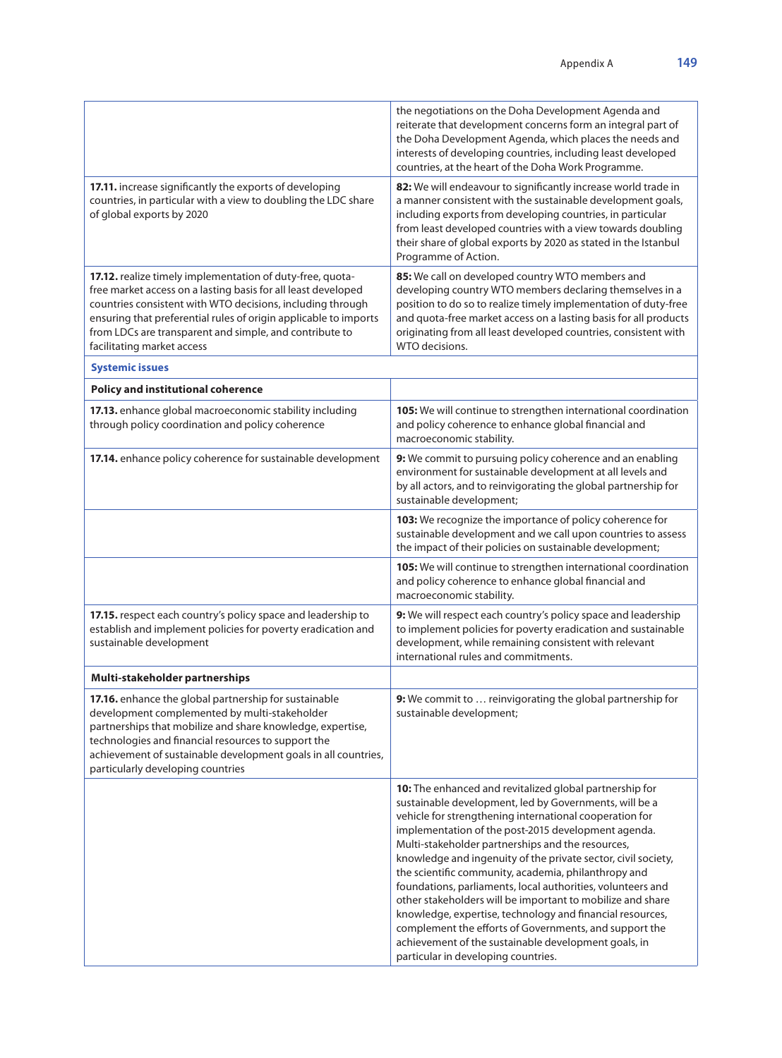| | |
|---|---|
| | the negotiations on the Doha Development Agenda and reiterate that development concerns form an integral part of the Doha Development Agenda, which places the needs and interests of developing countries, including least developed countries, at the heart of the Doha Work Programme. |
| **17.11.** increase significantly the exports of developing countries, in particular with a view to doubling the LDC share of global exports by 2020 | **82:** We will endeavour to significantly increase world trade in a manner consistent with the sustainable development goals, including exports from developing countries, in particular from least developed countries with a view towards doubling their share of global exports by 2020 as stated in the Istanbul Programme of Action. |
| **17.12.** realize timely implementation of duty-free, quota-free market access on a lasting basis for all least developed countries consistent with WTO decisions, including through ensuring that preferential rules of origin applicable to imports from LDCs are transparent and simple, and contribute to facilitating market access | **85:** We call on developed country WTO members and developing country WTO members declaring themselves in a position to do so to realize timely implementation of duty-free and quota-free market access on a lasting basis for all products originating from all least developed countries, consistent with WTO decisions. |
| **Systemic issues** | |
| **Policy and institutional coherence** | |
| **17.13.** enhance global macroeconomic stability including through policy coordination and policy coherence | **105:** We will continue to strengthen international coordination and policy coherence to enhance global financial and macroeconomic stability. |
| **17.14.** enhance policy coherence for sustainable development | **9:** We commit to pursuing policy coherence and an enabling environment for sustainable development at all levels and by all actors, and to reinvigorating the global partnership for sustainable development; |
| | **103:** We recognize the importance of policy coherence for sustainable development and we call upon countries to assess the impact of their policies on sustainable development; |
| | **105:** We will continue to strengthen international coordination and policy coherence to enhance global financial and macroeconomic stability. |
| **17.15.** respect each country's policy space and leadership to establish and implement policies for poverty eradication and sustainable development | **9:** We will respect each country's policy space and leadership to implement policies for poverty eradication and sustainable development, while remaining consistent with relevant international rules and commitments. |
| **Multi-stakeholder partnerships** | |
| **17.16.** enhance the global partnership for sustainable development complemented by multi-stakeholder partnerships that mobilize and share knowledge, expertise, technologies and financial resources to support the achievement of sustainable development goals in all countries, particularly developing countries | **9:** We commit to … reinvigorating the global partnership for sustainable development; |
| | **10:** The enhanced and revitalized global partnership for sustainable development, led by Governments, will be a vehicle for strengthening international cooperation for implementation of the post-2015 development agenda. Multi-stakeholder partnerships and the resources, knowledge and ingenuity of the private sector, civil society, the scientific community, academia, philanthropy and foundations, parliaments, local authorities, volunteers and other stakeholders will be important to mobilize and share knowledge, expertise, technology and financial resources, complement the efforts of Governments, and support the achievement of the sustainable development goals, in particular in developing countries. |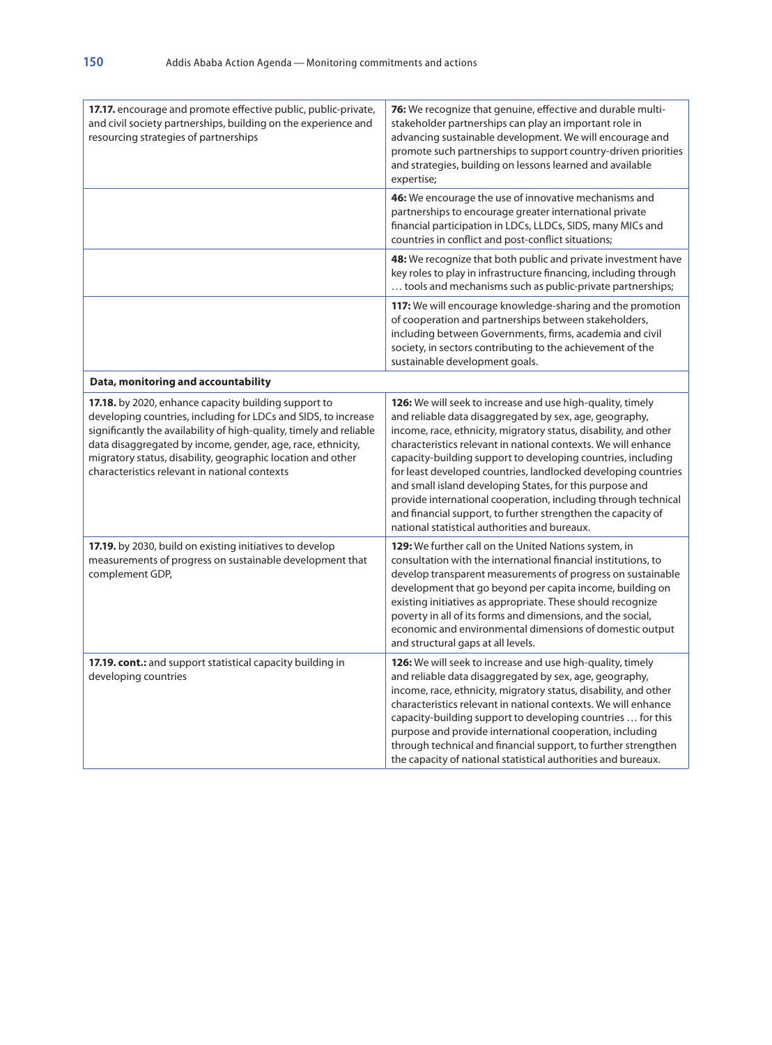| | |
|---|---|
| **17.17.** encourage and promote effective public, public-private, and civil society partnerships, building on the experience and resourcing strategies of partnerships | **76:** We recognize that genuine, effective and durable multi-stakeholder partnerships can play an important role in advancing sustainable development. We will encourage and promote such partnerships to support country-driven priorities and strategies, building on lessons learned and available expertise; |
| | **46:** We encourage the use of innovative mechanisms and partnerships to encourage greater international private financial participation in LDCs, LLDCs, SIDS, many MICs and countries in conflict and post-conflict situations; |
| | **48:** We recognize that both public and private investment have key roles to play in infrastructure financing, including through … tools and mechanisms such as public-private partnerships; |
| | **117:** We will encourage knowledge-sharing and the promotion of cooperation and partnerships between stakeholders, including between Governments, firms, academia and civil society, in sectors contributing to the achievement of the sustainable development goals. |
| **Data, monitoring and accountability** | |
| **17.18.** by 2020, enhance capacity building support to developing countries, including for LDCs and SIDS, to increase significantly the availability of high-quality, timely and reliable data disaggregated by income, gender, age, race, ethnicity, migratory status, disability, geographic location and other characteristics relevant in national contexts | **126:** We will seek to increase and use high-quality, timely and reliable data disaggregated by sex, age, geography, income, race, ethnicity, migratory status, disability, and other characteristics relevant in national contexts. We will enhance capacity-building support to developing countries, including for least developed countries, landlocked developing countries and small island developing States, for this purpose and provide international cooperation, including through technical and financial support, to further strengthen the capacity of national statistical authorities and bureaux. |
| **17.19.** by 2030, build on existing initiatives to develop measurements of progress on sustainable development that complement GDP, | **129:** We further call on the United Nations system, in consultation with the international financial institutions, to develop transparent measurements of progress on sustainable development that go beyond per capita income, building on existing initiatives as appropriate. These should recognize poverty in all of its forms and dimensions, and the social, economic and environmental dimensions of domestic output and structural gaps at all levels. |
| **17.19. cont.:** and support statistical capacity building in developing countries | **126:** We will seek to increase and use high-quality, timely and reliable data disaggregated by sex, age, geography, income, race, ethnicity, migratory status, disability, and other characteristics relevant in national contexts. We will enhance capacity-building support to developing countries … for this purpose and provide international cooperation, including through technical and financial support, to further strengthen the capacity of national statistical authorities and bureaux. |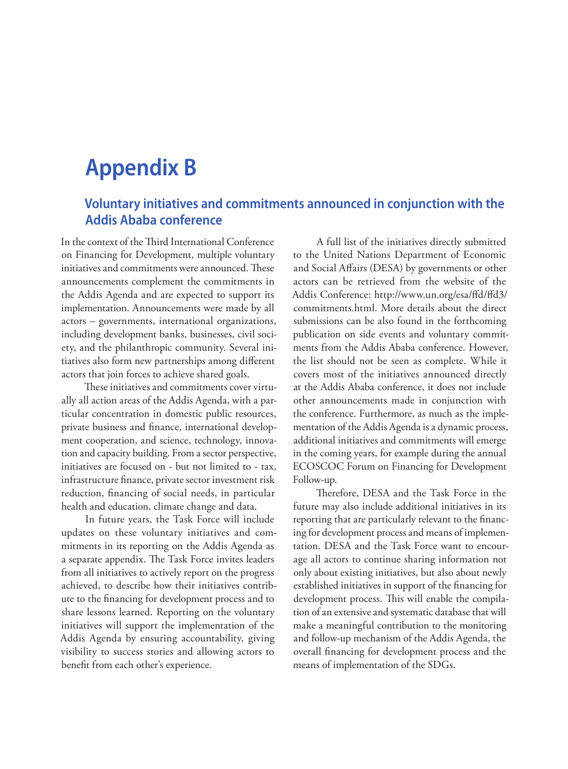# Appendix B

## Voluntary initiatives and commitments announced in conjunction with the Addis Ababa conference

In the context of the Third International Conference on Financing for Development, multiple voluntary initiatives and commitments were announced. These announcements complement the commitments in the Addis Agenda and are expected to support its implementation. Announcements were made by all actors – governments, international organizations, including development banks, businesses, civil society, and the philanthropic community. Several initiatives also form new partnerships among different actors that join forces to achieve shared goals.

These initiatives and commitments cover virtually all action areas of the Addis Agenda, with a particular concentration in domestic public resources, private business and finance, international development cooperation, and science, technology, innovation and capacity building. From a sector perspective, initiatives are focused on - but not limited to - tax, infrastructure finance, private sector investment risk reduction, financing of social needs, in particular health and education, climate change and data.

In future years, the Task Force will include updates on these voluntary initiatives and commitments in its reporting on the Addis Agenda as a separate appendix. The Task Force invites leaders from all initiatives to actively report on the progress achieved, to describe how their initiatives contribute to the financing for development process and to share lessons learned. Reporting on the voluntary initiatives will support the implementation of the Addis Agenda by ensuring accountability, giving visibility to success stories and allowing actors to benefit from each other's experience.

A full list of the initiatives directly submitted to the United Nations Department of Economic and Social Affairs (DESA) by governments or other actors can be retrieved from the website of the Addis Conference: http://www.un.org/esa/ffd/ffd3/commitments.html. More details about the direct submissions can be also found in the forthcoming publication on side events and voluntary commitments from the Addis Ababa conference. However, the list should not be seen as complete. While it covers most of the initiatives announced directly at the Addis Ababa conference, it does not include other announcements made in conjunction with the conference. Furthermore, as much as the implementation of the Addis Agenda is a dynamic process, additional initiatives and commitments will emerge in the coming years, for example during the annual ECOSCOC Forum on Financing for Development Follow-up.

Therefore, DESA and the Task Force in the future may also include additional initiatives in its reporting that are particularly relevant to the financing for development process and means of implementation. DESA and the Task Force want to encourage all actors to continue sharing information not only about existing initiatives, but also about newly established initiatives in support of the financing for development process. This will enable the compilation of an extensive and systematic database that will make a meaningful contribution to the monitoring and follow-up mechanism of the Addis Agenda, the overall financing for development process and the means of implementation of the SDGs.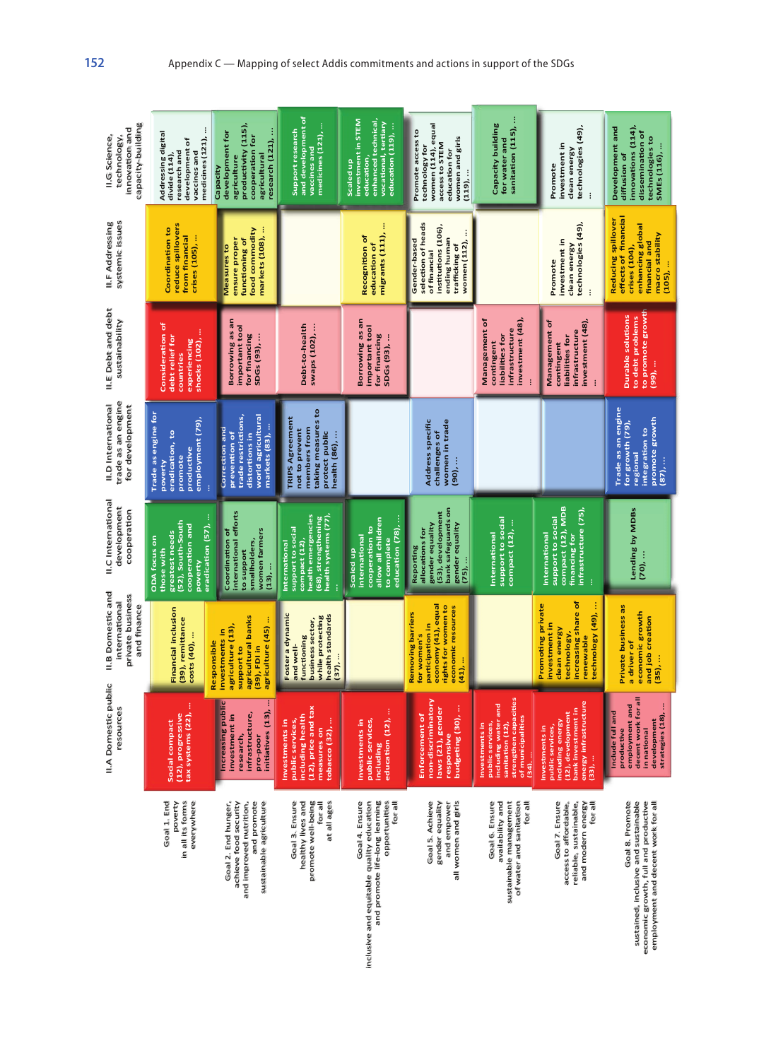Appendix C — Mapping of select Addis commitments and actions in support of the SDGs

| | II.A Domestic public resources | II.B Domestic and international private business and finance | II.C International development cooperation | II.D International trade as an engine for development | II.E Debt and debt sustainability | II.F Addressing systemic issues | II.G Science, technology, innovation and capacity-building |
|---|---|---|---|---|---|---|---|
| Goal 1. End poverty in all its forms everywhere | Social compact (12), progressive tax systems (22), ... | Financial inclusion (39), remittance costs (40), ... | ODA focus on those with greatest needs (52), South-South cooperation and poverty eradication (57), ... | Trade as engine for poverty eradication, to promote productive employment (79), ... | Consideration of debt relief for countries experiencing shocks (102), ... | Coordination to reduce spillovers from financial crises (105), ... | Addressing digital divide (114), research and development of vaccines and medicines (121), ... |
| Goal 2. End hunger, achieve food security and improved nutrition, and promote sustainable agriculture | Increasing public investment in research, infrastructure, pro-poor initiatives (13), ... | Responsible investments in agriculture (13), support to agricultural banks (39), FDI in agriculture (45) ... | Coordination of international efforts to support smallholders, women farmers (13), ... | Correction and prevention of trade restrictions, distortions in world agricultural markets (83), ... | Borrowing as an important tool for financing SDGs (93), ... | Measures to ensure proper functioning of food commodity markets (108), ... | Capacity development for agriculture productivity (115), cooperation for agricultural research (121), ... |
| Goal 3. Ensure healthy lives and promote well-being for all at all ages | Investments in public services, including health (12), price and tax measures on tobacco (32), ... | Foster a dynamic and well-functioning business sector, while protecting health standards (37), ... | International support to social compact (12), health emergencies (68), strengthening health systems (77), ... | TRIPS Agreement not to prevent members from taking measures to protect public health (86), ... | Debt-to-health swaps (102), ... | | Support research and development of vaccines and medicines (121), ... |
| Goal 4. Ensure inclusive and equitable quality education and promote life-long learning opportunities for all | Investments in public services, including education (12), ... | | Scaled up international cooperation to allow all children to complete education (78), ... | | Borrowing as an important tool for financing SDGs (93), ... | Recognition of education of migrants (111), ... | Scaled up investment in STEM education, enhanced technical, vocational, tertiary education (119), ... |
| Goal 5. Achieve gender equality and empower all women and girls | Enforcement of non-discriminatory laws (21), gender responsive budgeting (30), ... | Removing barriers for women's participation in economy (41), equal rights for women to economic resources (41), ... | Reporting allocations for gender equality (53), development bank safeguards on gender equality (75), ... | Address specific challenges of women in trade (90), ... | | Gender-based selection of heads of financial institutions (106), ending human trafficking of women (112), ... | Promote access to technology for women (114), equal access to STEM education for women and girls (119), ... |
| Goal 6. Ensure availability and sustainable management of water and sanitation for all | Investments in public services, including water and sanitation (12), strengthen capacities of municipalities (34), ... | | International support to social compact (12), ... | | Management of contingent liabilities for infrastructure investment (48), ... | | Capacity building for water and sanitation (115), ... |
| Goal 7. Ensure access to affordable, reliable, sustainable, and modern energy for all | Investments in public services, including energy (12), development bank investment in energy infrastructure (33), ... | Promoting private investment in clean energy technology, increasing share of renewable technology (49), ... | International support to social compact (12), MDB financing for infrastructure (75), ... | | Management of contingent liabilities for infrastructure investment (48), ... | Promote investment in clean energy technologies (49), ... | Promote investment in clean energy technologies (49), ... |
| Goal 8. Promote sustained, inclusive and sustainable economic growth, full and productive employment and decent work for all | Include full and productive employment and decent work for all in national development strategies (18), ... | Private business as a driver of economic growth and job creation (35), ... | Lending by MDBs (70), ... | Trade as an engine for growth (79), regional integration to promote growth (87), ... | Durable solutions to debt problems to promote growth (99), ... | Reducing spillover effects of financial crises (104), enhancing global financial and macro stability (105), ... | Development and diffusion of innovation (114), dissemination of technologies to SMEs (116), ... |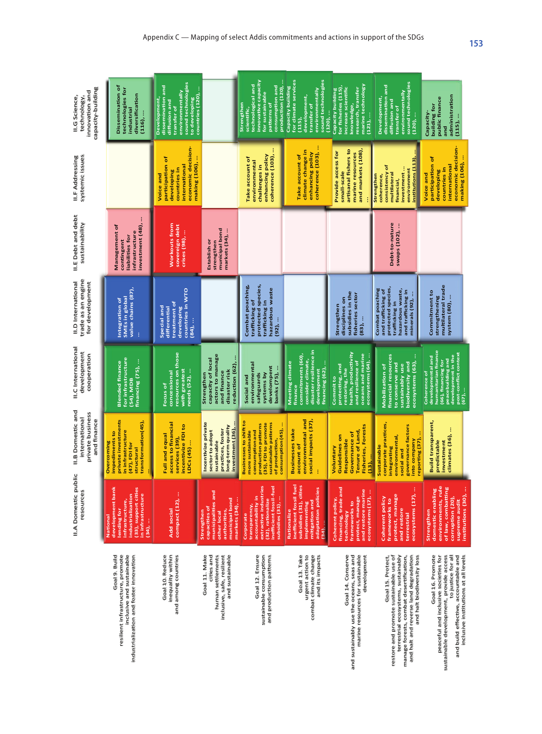Appendix C — Mapping of select Addis commitments and actions in support of the SDGs

| | II.A Domestic public resources | II.B Domestic and international private business and finance | II.C International development cooperation | II.D International trade as an engine for development | II.E Debt and debt sustainability | II.F Addressing systemic issues | II.G Science, technology, innovation and capacity-building |
|---|---|---|---|---|---|---|---|
| Goal 9. Build resilient infrastructure, promote inclusive and sustainable industrialization and foster innovation | National development bank lending for infrastructure, industrialization (33), support cities in infrastructure (34), … | Overcoming impediments to private investments in infrastructure (47), FDI for structural transformation(45), … | Blended finance for infrastructure (54), MDB financing (75), … | Integration of SMEs in global value chains (87), … | Management of contingent liabilities for infrastructure investment (48), … | | Dissemination of technologies for industrial diversification (116), … |
| Goal 10. Reduce inequality within and among countries | Add social compact (12), … | Full and equal access to financial services (39), incentivize FDI to LDCs (45) … | Focus of concessional resources on those with greatest needs (52), … | Special and differential treatment of developing countries in WTO (84), … | Workouts from sovereign debt crises (98), … | Voice and participation of developing countries in international economic decision-making (106), … | Development, dissemination, and diffusion and transfer of environmentally sound technologies to developing countries (120), … |
| Goal 11. Make cities and human settlements inclusive, safe, resilient and sustainable | Strengthen capacities of municipalities and other local authorities, municipal bond markets (34), … | Incentivize private sector to adopt sustainable practices, foster long-term quality investment (36), … | Strengthen capacity of local actors to manage and finance disaster risk reduction (62), … | | Establish or strengthen municipal bond markets (34), … | | |
| Goal 12. Ensure sustainable consumption and production patterns | Corporate transparency, accountability in extractive industries (26), rationalize inefficient fossil-fuel subsidies (31), … | Businesses to shift to more sustainable consumption and production patterns (35), FDI to promote sustainable patterns of production, consumption(45), … | Social and environmental safeguards systems by development banks (75), … | Combat poaching, trafficking of protected species, trafficking in hazardous waste (92), … | | Take account of environmental challenges in enhancing policy coherence (103), … | Strengthen scientific, technological and innovative capacity for sustainable patterns of consumption and production (120), … |
| Goal 13. Take urgent action to combat climate change and its impacts | Rationalize inefficient fossil fuel subsidies (31), cities implementing mitigation and adaptation policies (34), … | Businesses take account of environmental and social impacts (37), … | Meeting climate finance commitments (60), consider climate, disaster resilience in development financing (62), … | | | Take account of climate change in enhancing policy coherence (103), … | Capacity building for climate services (115), development, transfer of environmentally sound technologies (120), … |
| Goal 14. Conserve and sustainably use the oceans, seas and marine resources for sustainable development | Coherent policy, financing, trade and technology frameworks to protect, manage and restore marine ecosystems (17), … | Voluntary Guidelines on Responsible Governance of Tenure of Land, Fisheries, Forests (13), … | Commit to protecting, and restoring, the health, productivity and resilience of oceans and marine ecosystems (64), … | Strengthen disciplines on subsidies in the fisheries sector (83), … | | Provide access for small-scale artisanal fishers to marine resources and markets (108), … | Capacity building for fisheries (115), increase scientific knowledge, research, transfer marine technology (121), … |
| Goal 15. Protect, restore and promote sustainable use of terrestrial ecosystems, sustainably manage forests, combat desertification, and halt and reverse land degradation and halt biodiversity loss | Coherent policy frameworks to protect, manage and restore terrestrial ecosystems (17), … | Sustainable corporate practices, integrating environmental, social and governance factors into company reporting (37), … | Mobilization of financial resources to conserve and sustainably use biodiversity and ecosystems (63), … | Combat poaching and trafficking of protected species, trafficking of hazardous waste, and trafficking in minerals (92), … | Debt-to-nature swaps (102), … | Strengthen coherence, consistency of multilateral financial, investment … environment institutions (113), … | Development, dissemination and diffusion and transfer of environmentally sound technologies (120), … |
| Goal 16. Promote peaceful and inclusive societies for sustainable development, provide access to justice for all and build effective, accountable and inclusive institutions at all levels | Strengthen domestic enabling environments, rule of law, combating corruption (20), supreme audit institutions (30), … | Build transparent, predictable investment climates (36), … | Coherence of developmental and humanitarian finance (66), financing for peacebuilding and development in the post-conflict context (67), … | Commitment to strengthening multilateral trade system (80), … | | Voice and participation of developing countries in international economic decision-making (106), … | Capacity-building for public finance and administration (115), … |